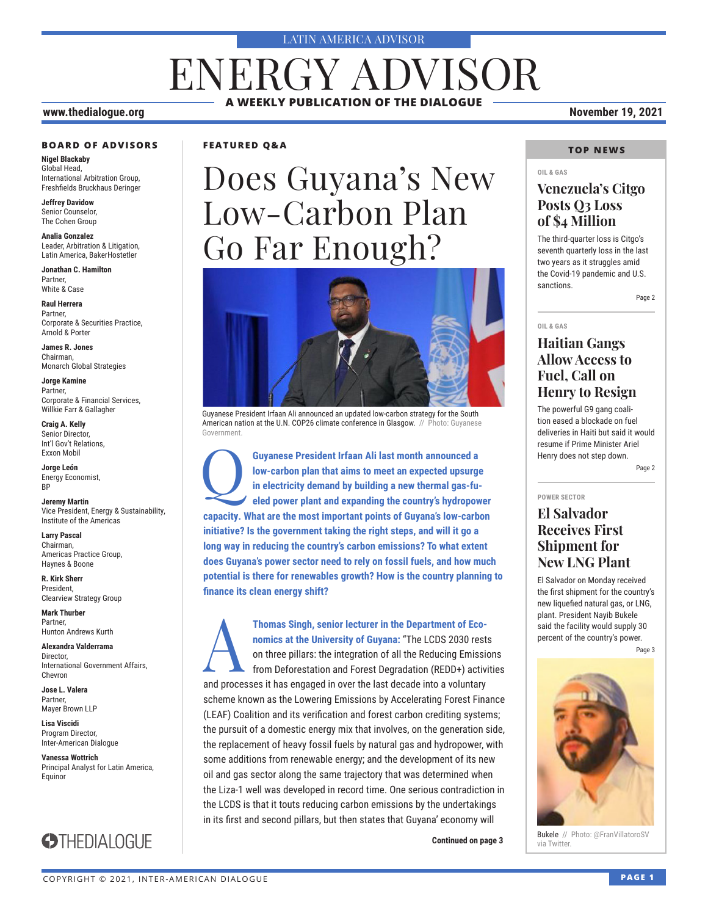LATIN AMERICA ADVISOR

# ENERGY ADVISOR

**A WEEKLY PUBLICATION OF THE DIALOGUE**

**www.thedialogue.org** **November 19, 2021**

### BOARD OF ADVISORS

**Nigel Blackaby**
Global Head,
International Arbitration Group,
Freshfields Bruckhaus Deringer

**Jeffrey Davidow**
Senior Counselor,
The Cohen Group

**Analia Gonzalez**
Leader, Arbitration & Litigation,
Latin America, BakerHostetler

**Jonathan C. Hamilton**
Partner,
White & Case

**Raul Herrera**
Partner,
Corporate & Securities Practice,
Arnold & Porter

**James R. Jones**
Chairman,
Monarch Global Strategies

**Jorge Kamine**
Partner,
Corporate & Financial Services,
Willkie Farr & Gallagher

**Craig A. Kelly**
Senior Director,
Int'l Gov't Relations,
Exxon Mobil

**Jorge León**
Energy Economist,
BP

**Jeremy Martin**
Vice President, Energy & Sustainability,
Institute of the Americas

**Larry Pascal**
Chairman,
Americas Practice Group,
Haynes & Boone

**R. Kirk Sherr**
President,
Clearview Strategy Group

**Mark Thurber**
Partner,
Hunton Andrews Kurth

**Alexandra Valderrama**
Director,
International Government Affairs,
Chevron

**Jose L. Valera**
Partner,
Mayer Brown LLP

**Lisa Viscidi**
Program Director,
Inter-American Dialogue

**Vanessa Wottrich**
Principal Analyst for Latin America,
Equinor

THEDIALOGUE

### FEATURED Q&A

## Does Guyana's New Low-Carbon Plan Go Far Enough?

Guyanese President Irfaan Ali announced an updated low-carbon strategy for the South American nation at the U.N. COP26 climate conference in Glasgow. // Photo: Guyanese Government.

**Q: Guyanese President Irfaan Ali last month announced a low-carbon plan that aims to meet an expected upsurge in electricity demand by building a new thermal gas-fueled power plant and expanding the country's hydropower capacity. What are the most important points of Guyana's low-carbon initiative? Is the government taking the right steps, and will it go a long way in reducing the country's carbon emissions? To what extent does Guyana's power sector need to rely on fossil fuels, and how much potential is there for renewables growth? How is the country planning to finance its clean energy shift?**

**A: Thomas Singh, senior lecturer in the Department of Economics at the University of Guyana:** "The LCDS 2030 rests on three pillars: the integration of all the Reducing Emissions from Deforestation and Forest Degradation (REDD+) activities and processes it has engaged in over the last decade into a voluntary scheme known as the Lowering Emissions by Accelerating Forest Finance (LEAF) Coalition and its verification and forest carbon crediting systems; the pursuit of a domestic energy mix that involves, on the generation side, the replacement of heavy fossil fuels by natural gas and hydropower, with some additions from renewable energy; and the development of its new oil and gas sector along the same trajectory that was determined when the Liza-1 well was developed in record time. One serious contradiction in the LCDS is that it touts reducing carbon emissions by the undertakings in its first and second pillars, but then states that Guyana' economy will

**Continued on page 3**

### TOP NEWS

OIL & GAS

#### Venezuela's Citgo Posts Q3 Loss of $4 Million

The third-quarter loss is Citgo's seventh quarterly loss in the last two years as it struggles amid the Covid-19 pandemic and U.S. sanctions.

Page 2

OIL & GAS

#### Haitian Gangs Allow Access to Fuel, Call on Henry to Resign

The powerful G9 gang coalition eased a blockade on fuel deliveries in Haiti but said it would resume if Prime Minister Ariel Henry does not step down.

Page 2

POWER SECTOR

#### El Salvador Receives First Shipment for New LNG Plant

El Salvador on Monday received the first shipment for the country's new liquefied natural gas, or LNG, plant. President Nayib Bukele said the facility would supply 30 percent of the country's power.

Page 3

Bukele // Photo: @FranVillatoroSV via Twitter.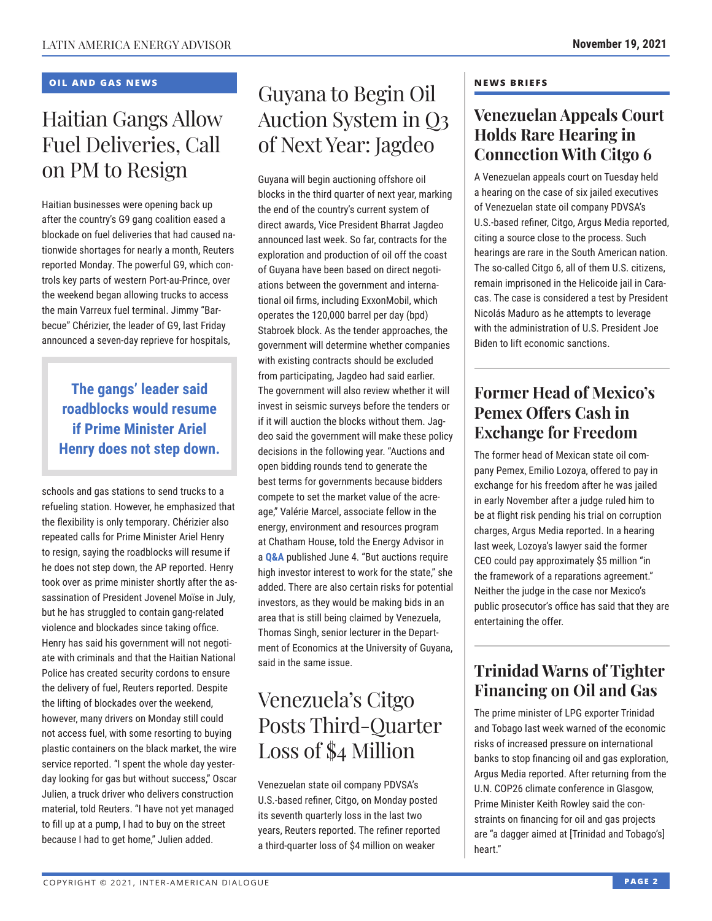## OIL AND GAS NEWS

# Haitian Gangs Allow Fuel Deliveries, Call on PM to Resign

Haitian businesses were opening back up after the country's G9 gang coalition eased a blockade on fuel deliveries that had caused nationwide shortages for nearly a month, Reuters reported Monday. The powerful G9, which controls key parts of western Port-au-Prince, over the weekend began allowing trucks to access the main Varreux fuel terminal. Jimmy "Barbecue" Chérizier, the leader of G9, last Friday announced a seven-day reprieve for hospitals, schools and gas stations to send trucks to a refueling station. However, he emphasized that the flexibility is only temporary. Chérizier also repeated calls for Prime Minister Ariel Henry to resign, saying the roadblocks will resume if he does not step down, the AP reported. Henry took over as prime minister shortly after the assassination of President Jovenel Moïse in July, but he has struggled to contain gang-related violence and blockades since taking office. Henry has said his government will not negotiate with criminals and that the Haitian National Police has created security cordons to ensure the delivery of fuel, Reuters reported. Despite the lifting of blockades over the weekend, however, many drivers on Monday still could not access fuel, with some resorting to buying plastic containers on the black market, the wire service reported. "I spent the whole day yesterday looking for gas but without success," Oscar Julien, a truck driver who delivers construction material, told Reuters. "I have not yet managed to fill up at a pump, I had to buy on the street because I had to get home," Julien added.

> **The gangs' leader said roadblocks would resume if Prime Minister Ariel Henry does not step down.**

# Guyana to Begin Oil Auction System in Q3 of Next Year: Jagdeo

Guyana will begin auctioning offshore oil blocks in the third quarter of next year, marking the end of the country's current system of direct awards, Vice President Bharrat Jagdeo announced last week. So far, contracts for the exploration and production of oil off the coast of Guyana have been based on direct negotiations between the government and international oil firms, including ExxonMobil, which operates the 120,000 barrel per day (bpd) Stabroek block. As the tender approaches, the government will determine whether companies with existing contracts should be excluded from participating, Jagdeo had said earlier. The government will also review whether it will invest in seismic surveys before the tenders or if it will auction the blocks without them. Jagdeo said the government will make these policy decisions in the following year. "Auctions and open bidding rounds tend to generate the best terms for governments because bidders compete to set the market value of the acreage," Valérie Marcel, associate fellow in the energy, environment and resources program at Chatham House, told the Energy Advisor in a **Q&A** published June 4. "But auctions require high investor interest to work for the state," she added. There are also certain risks for potential investors, as they would be making bids in an area that is still being claimed by Venezuela, Thomas Singh, senior lecturer in the Department of Economics at the University of Guyana, said in the same issue.

# Venezuela's Citgo Posts Third-Quarter Loss of $4 Million

Venezuelan state oil company PDVSA's U.S.-based refiner, Citgo, on Monday posted its seventh quarterly loss in the last two years, Reuters reported. The refiner reported a third-quarter loss of $4 million on weaker

## NEWS BRIEFS

### Venezuelan Appeals Court Holds Rare Hearing in Connection With Citgo 6

A Venezuelan appeals court on Tuesday held a hearing on the case of six jailed executives of Venezuelan state oil company PDVSA's U.S.-based refiner, Citgo, Argus Media reported, citing a source close to the process. Such hearings are rare in the South American nation. The so-called Citgo 6, all of them U.S. citizens, remain imprisoned in the Helicoide jail in Caracas. The case is considered a test by President Nicolás Maduro as he attempts to leverage with the administration of U.S. President Joe Biden to lift economic sanctions.

### Former Head of Mexico's Pemex Offers Cash in Exchange for Freedom

The former head of Mexican state oil company Pemex, Emilio Lozoya, offered to pay in exchange for his freedom after he was jailed in early November after a judge ruled him to be at flight risk pending his trial on corruption charges, Argus Media reported. In a hearing last week, Lozoya's lawyer said the former CEO could pay approximately $5 million "in the framework of a reparations agreement." Neither the judge in the case nor Mexico's public prosecutor's office has said that they are entertaining the offer.

### Trinidad Warns of Tighter Financing on Oil and Gas

The prime minister of LPG exporter Trinidad and Tobago last week warned of the economic risks of increased pressure on international banks to stop financing oil and gas exploration, Argus Media reported. After returning from the U.N. COP26 climate conference in Glasgow, Prime Minister Keith Rowley said the constraints on financing for oil and gas projects are "a dagger aimed at [Trinidad and Tobago's] heart."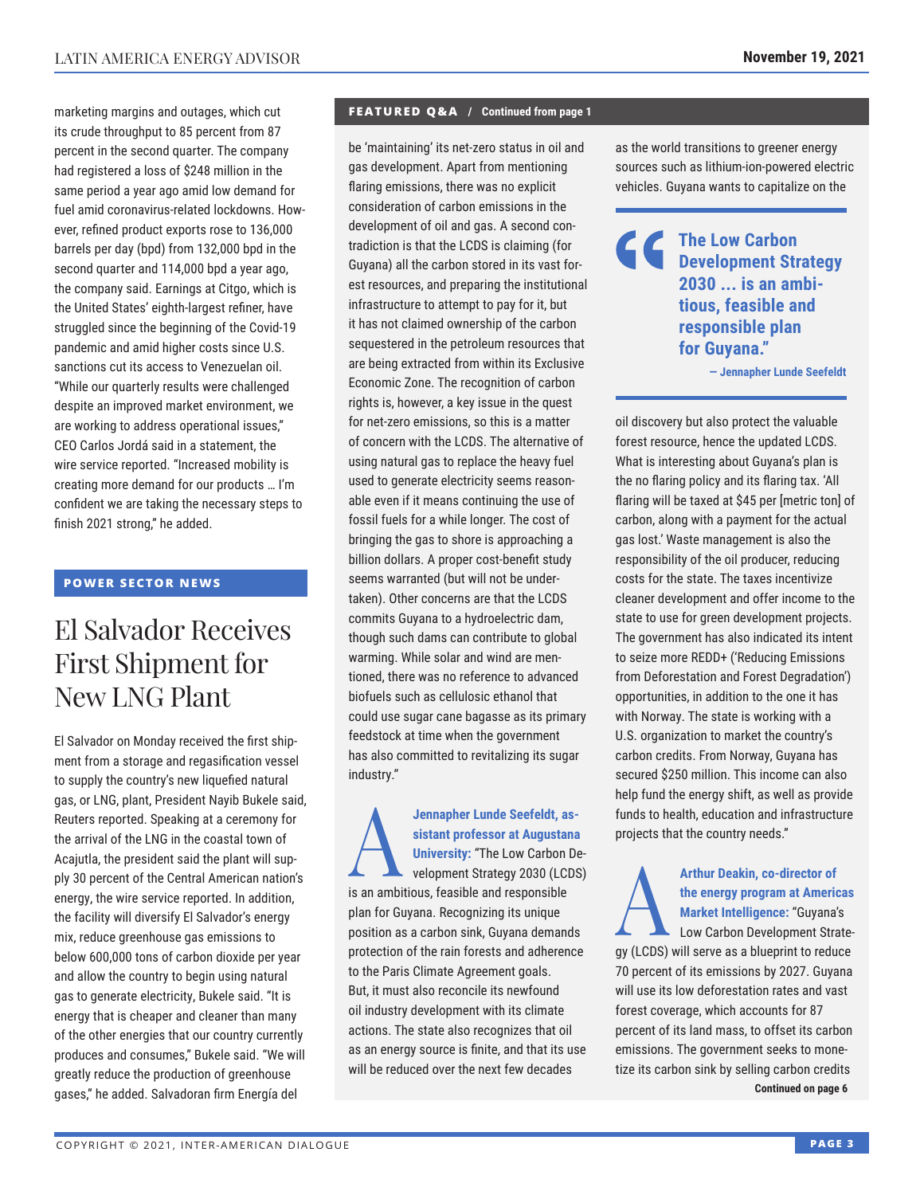marketing margins and outages, which cut its crude throughput to 85 percent from 87 percent in the second quarter. The company had registered a loss of $248 million in the same period a year ago amid low demand for fuel amid coronavirus-related lockdowns. However, refined product exports rose to 136,000 barrels per day (bpd) from 132,000 bpd in the second quarter and 114,000 bpd a year ago, the company said. Earnings at Citgo, which is the United States' eighth-largest refiner, have struggled since the beginning of the Covid-19 pandemic and amid higher costs since U.S. sanctions cut its access to Venezuelan oil. "While our quarterly results were challenged despite an improved market environment, we are working to address operational issues," CEO Carlos Jordá said in a statement, the wire service reported. "Increased mobility is creating more demand for our products … I'm confident we are taking the necessary steps to finish 2021 strong," he added.

**POWER SECTOR NEWS**

# El Salvador Receives First Shipment for New LNG Plant

El Salvador on Monday received the first shipment from a storage and regasification vessel to supply the country's new liquefied natural gas, or LNG, plant, President Nayib Bukele said, Reuters reported. Speaking at a ceremony for the arrival of the LNG in the coastal town of Acajutla, the president said the plant will supply 30 percent of the Central American nation's energy, the wire service reported. In addition, the facility will diversify El Salvador's energy mix, reduce greenhouse gas emissions to below 600,000 tons of carbon dioxide per year and allow the country to begin using natural gas to generate electricity, Bukele said. "It is energy that is cheaper and cleaner than many of the other energies that our country currently produces and consumes," Bukele said. "We will greatly reduce the production of greenhouse gases," he added. Salvadoran firm Energía del

**FEATURED Q&A / Continued from page 1**

be 'maintaining' its net-zero status in oil and gas development. Apart from mentioning flaring emissions, there was no explicit consideration of carbon emissions in the development of oil and gas. A second contradiction is that the LCDS is claiming (for Guyana) all the carbon stored in its vast forest resources, and preparing the institutional infrastructure to attempt to pay for it, but it has not claimed ownership of the carbon sequestered in the petroleum resources that are being extracted from within its Exclusive Economic Zone. The recognition of carbon rights is, however, a key issue in the quest for net-zero emissions, so this is a matter of concern with the LCDS. The alternative of using natural gas to replace the heavy fuel used to generate electricity seems reasonable even if it means continuing the use of fossil fuels for a while longer. The cost of bringing the gas to shore is approaching a billion dollars. A proper cost-benefit study seems warranted (but will not be undertaken). Other concerns are that the LCDS commits Guyana to a hydroelectric dam, though such dams can contribute to global warming. While solar and wind are mentioned, there was no reference to advanced biofuels such as cellulosic ethanol that could use sugar cane bagasse as its primary feedstock at time when the government has also committed to revitalizing its sugar industry."

**A** **Jennapher Lunde Seefeldt, assistant professor at Augustana University:** "The Low Carbon Development Strategy 2030 (LCDS) is an ambitious, feasible and responsible plan for Guyana. Recognizing its unique position as a carbon sink, Guyana demands protection of the rain forests and adherence to the Paris Climate Agreement goals. But, it must also reconcile its newfound oil industry development with its climate actions. The state also recognizes that oil as an energy source is finite, and that its use will be reduced over the next few decades as the world transitions to greener energy sources such as lithium-ion-powered electric vehicles. Guyana wants to capitalize on the oil discovery but also protect the valuable forest resource, hence the updated LCDS. What is interesting about Guyana's plan is the no flaring policy and its flaring tax. 'All flaring will be taxed at $45 per [metric ton] of carbon, along with a payment for the actual gas lost.' Waste management is also the responsibility of the oil producer, reducing costs for the state. The taxes incentivize cleaner development and offer income to the state to use for green development projects. The government has also indicated its intent to seize more REDD+ ('Reducing Emissions from Deforestation and Forest Degradation') opportunities, in addition to the one it has with Norway. The state is working with a U.S. organization to market the country's carbon credits. From Norway, Guyana has secured $250 million. This income can also help fund the energy shift, as well as provide funds to health, education and infrastructure projects that the country needs."

> **"The Low Carbon Development Strategy 2030 ... is an ambitious, feasible and responsible plan for Guyana."**
> — Jennapher Lunde Seefeldt

**A** **Arthur Deakin, co-director of the energy program at Americas Market Intelligence:** "Guyana's Low Carbon Development Strategy (LCDS) will serve as a blueprint to reduce 70 percent of its emissions by 2027. Guyana will use its low deforestation rates and vast forest coverage, which accounts for 87 percent of its land mass, to offset its carbon emissions. The government seeks to monetize its carbon sink by selling carbon credits

**Continued on page 6**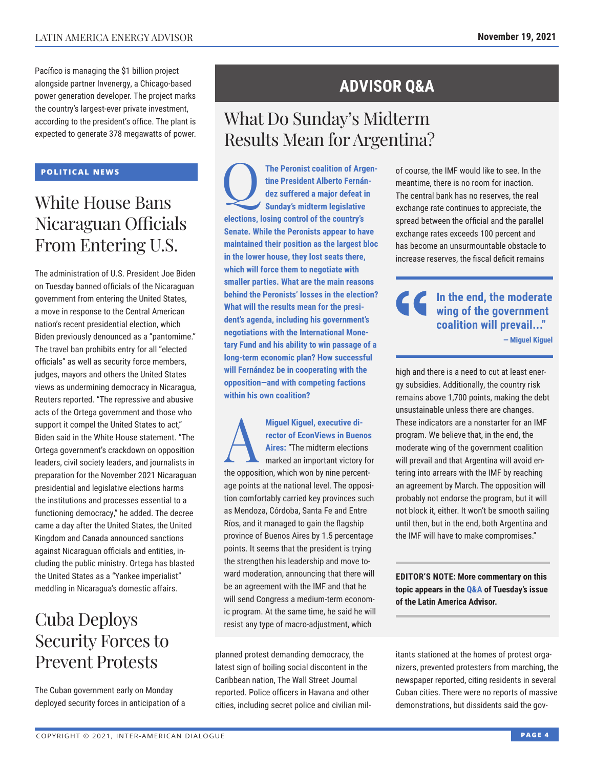Pacífico is managing the $1 billion project alongside partner Invenergy, a Chicago-based power generation developer. The project marks the country's largest-ever private investment, according to the president's office. The plant is expected to generate 378 megawatts of power.

**POLITICAL NEWS**

## White House Bans Nicaraguan Officials From Entering U.S.

The administration of U.S. President Joe Biden on Tuesday banned officials of the Nicaraguan government from entering the United States, a move in response to the Central American nation's recent presidential election, which Biden previously denounced as a "pantomime." The travel ban prohibits entry for all "elected officials" as well as security force members, judges, mayors and others the United States views as undermining democracy in Nicaragua, Reuters reported. "The repressive and abusive acts of the Ortega government and those who support it compel the United States to act," Biden said in the White House statement. "The Ortega government's crackdown on opposition leaders, civil society leaders, and journalists in preparation for the November 2021 Nicaraguan presidential and legislative elections harms the institutions and processes essential to a functioning democracy," he added. The decree came a day after the United States, the United Kingdom and Canada announced sanctions against Nicaraguan officials and entities, including the public ministry. Ortega has blasted the United States as a "Yankee imperialist" meddling in Nicaragua's domestic affairs.

## Cuba Deploys Security Forces to Prevent Protests

The Cuban government early on Monday deployed security forces in anticipation of a planned protest demanding democracy, the latest sign of boiling social discontent in the Caribbean nation, The Wall Street Journal reported. Police officers in Havana and other cities, including secret police and civilian militants stationed at the homes of protest organizers, prevented protesters from marching, the newspaper reported, citing residents in several Cuban cities. There were no reports of massive demonstrations, but dissidents said the gov-

# ADVISOR Q&A

## What Do Sunday's Midterm Results Mean for Argentina?

**Q The Peronist coalition of Argentine President Alberto Fernández suffered a major defeat in Sunday's midterm legislative elections, losing control of the country's Senate. While the Peronists appear to have maintained their position as the largest bloc in the lower house, they lost seats there, which will force them to negotiate with smaller parties. What are the main reasons behind the Peronists' losses in the election? What will the results mean for the president's agenda, including his government's negotiations with the International Monetary Fund and his ability to win passage of a long-term economic plan? How successful will Fernández be in cooperating with the opposition—and with competing factions within his own coalition?**

**A Miguel Kiguel, executive director of EconViews in Buenos Aires:** "The midterm elections marked an important victory for the opposition, which won by nine percentage points at the national level. The opposition comfortably carried key provinces such as Mendoza, Córdoba, Santa Fe and Entre Ríos, and it managed to gain the flagship province of Buenos Aires by 1.5 percentage points. It seems that the president is trying the strengthen his leadership and move toward moderation, announcing that there will be an agreement with the IMF and that he will send Congress a medium-term economic program. At the same time, he said he will resist any type of macro-adjustment, which of course, the IMF would like to see. In the meantime, there is no room for inaction. The central bank has no reserves, the real exchange rate continues to appreciate, the spread between the official and the parallel exchange rates exceeds 100 percent and has become an unsurmountable obstacle to increase reserves, the fiscal deficit remains high and there is a need to cut at least energy subsidies. Additionally, the country risk remains above 1,700 points, making the debt unsustainable unless there are changes. These indicators are a nonstarter for an IMF program. We believe that, in the end, the moderate wing of the government coalition will prevail and that Argentina will avoid entering into arrears with the IMF by reaching an agreement by March. The opposition will probably not endorse the program, but it will not block it, either. It won't be smooth sailing until then, but in the end, both Argentina and the IMF will have to make compromises."

> **In the end, the moderate wing of the government coalition will prevail..."**
> **— Miguel Kiguel**

**EDITOR'S NOTE: More commentary on this topic appears in the Q&A of Tuesday's issue of the Latin America Advisor.**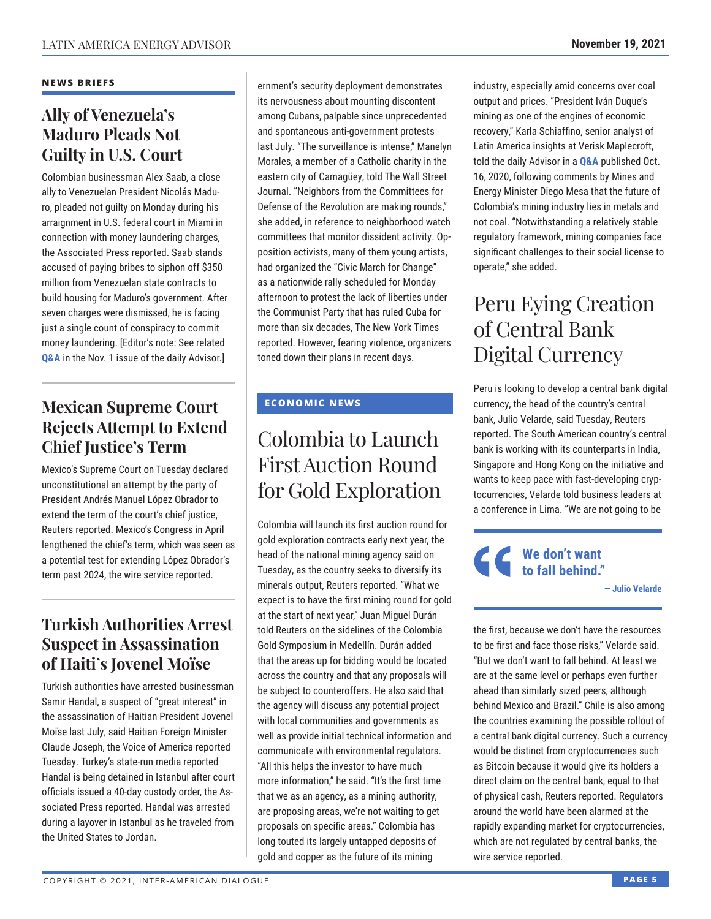## NEWS BRIEFS

### Ally of Venezuela's Maduro Pleads Not Guilty in U.S. Court

Colombian businessman Alex Saab, a close ally to Venezuelan President Nicolás Maduro, pleaded not guilty on Monday during his arraignment in U.S. federal court in Miami in connection with money laundering charges, the Associated Press reported. Saab stands accused of paying bribes to siphon off $350 million from Venezuelan state contracts to build housing for Maduro's government. After seven charges were dismissed, he is facing just a single count of conspiracy to commit money laundering. [Editor's note: See related **Q&A** in the Nov. 1 issue of the daily Advisor.]

### Mexican Supreme Court Rejects Attempt to Extend Chief Justice's Term

Mexico's Supreme Court on Tuesday declared unconstitutional an attempt by the party of President Andrés Manuel López Obrador to extend the term of the court's chief justice, Reuters reported. Mexico's Congress in April lengthened the chief's term, which was seen as a potential test for extending López Obrador's term past 2024, the wire service reported.

### Turkish Authorities Arrest Suspect in Assassination of Haiti's Jovenel Moïse

Turkish authorities have arrested businessman Samir Handal, a suspect of "great interest" in the assassination of Haitian President Jovenel Moïse last July, said Haitian Foreign Minister Claude Joseph, the Voice of America reported Tuesday. Turkey's state-run media reported Handal is being detained in Istanbul after court officials issued a 40-day custody order, the Associated Press reported. Handal was arrested during a layover in Istanbul as he traveled from the United States to Jordan.

ernment's security deployment demonstrates its nervousness about mounting discontent among Cubans, palpable since unprecedented and spontaneous anti-government protests last July. "The surveillance is intense," Manelyn Morales, a member of a Catholic charity in the eastern city of Camagüey, told The Wall Street Journal. "Neighbors from the Committees for Defense of the Revolution are making rounds," she added, in reference to neighborhood watch committees that monitor dissident activity. Opposition activists, many of them young artists, had organized the "Civic March for Change" as a nationwide rally scheduled for Monday afternoon to protest the lack of liberties under the Communist Party that has ruled Cuba for more than six decades, The New York Times reported. However, fearing violence, organizers toned down their plans in recent days.

## ECONOMIC NEWS

### Colombia to Launch First Auction Round for Gold Exploration

Colombia will launch its first auction round for gold exploration contracts early next year, the head of the national mining agency said on Tuesday, as the country seeks to diversify its minerals output, Reuters reported. "What we expect is to have the first mining round for gold at the start of next year," Juan Miguel Durán told Reuters on the sidelines of the Colombia Gold Symposium in Medellín. Durán added that the areas up for bidding would be located across the country and that any proposals will be subject to counteroffers. He also said that the agency will discuss any potential project with local communities and governments as well as provide initial technical information and communicate with environmental regulators. "All this helps the investor to have much more information," he said. "It's the first time that we as an agency, as a mining authority, are proposing areas, we're not waiting to get proposals on specific areas." Colombia has long touted its largely untapped deposits of gold and copper as the future of its mining industry, especially amid concerns over coal output and prices. "President Iván Duque's mining as one of the engines of economic recovery," Karla Schiaffino, senior analyst of Latin America insights at Verisk Maplecroft, told the daily Advisor in a **Q&A** published Oct. 16, 2020, following comments by Mines and Energy Minister Diego Mesa that the future of Colombia's mining industry lies in metals and not coal. "Notwithstanding a relatively stable regulatory framework, mining companies face significant challenges to their social license to operate," she added.

### Peru Eying Creation of Central Bank Digital Currency

Peru is looking to develop a central bank digital currency, the head of the country's central bank, Julio Velarde, said Tuesday, Reuters reported. The South American country's central bank is working with its counterparts in India, Singapore and Hong Kong on the initiative and wants to keep pace with fast-developing cryptocurrencies, Velarde told business leaders at a conference in Lima. "We are not going to be the first, because we don't have the resources to be first and face those risks," Velarde said. "But we don't want to fall behind. At least we are at the same level or perhaps even further ahead than similarly sized peers, although behind Mexico and Brazil." Chile is also among the countries examining the possible rollout of a central bank digital currency. Such a currency would be distinct from cryptocurrencies such as Bitcoin because it would give its holders a direct claim on the central bank, equal to that of physical cash, Reuters reported. Regulators around the world have been alarmed at the rapidly expanding market for cryptocurrencies, which are not regulated by central banks, the wire service reported.

> **We don't want to fall behind."**
>
> — Julio Velarde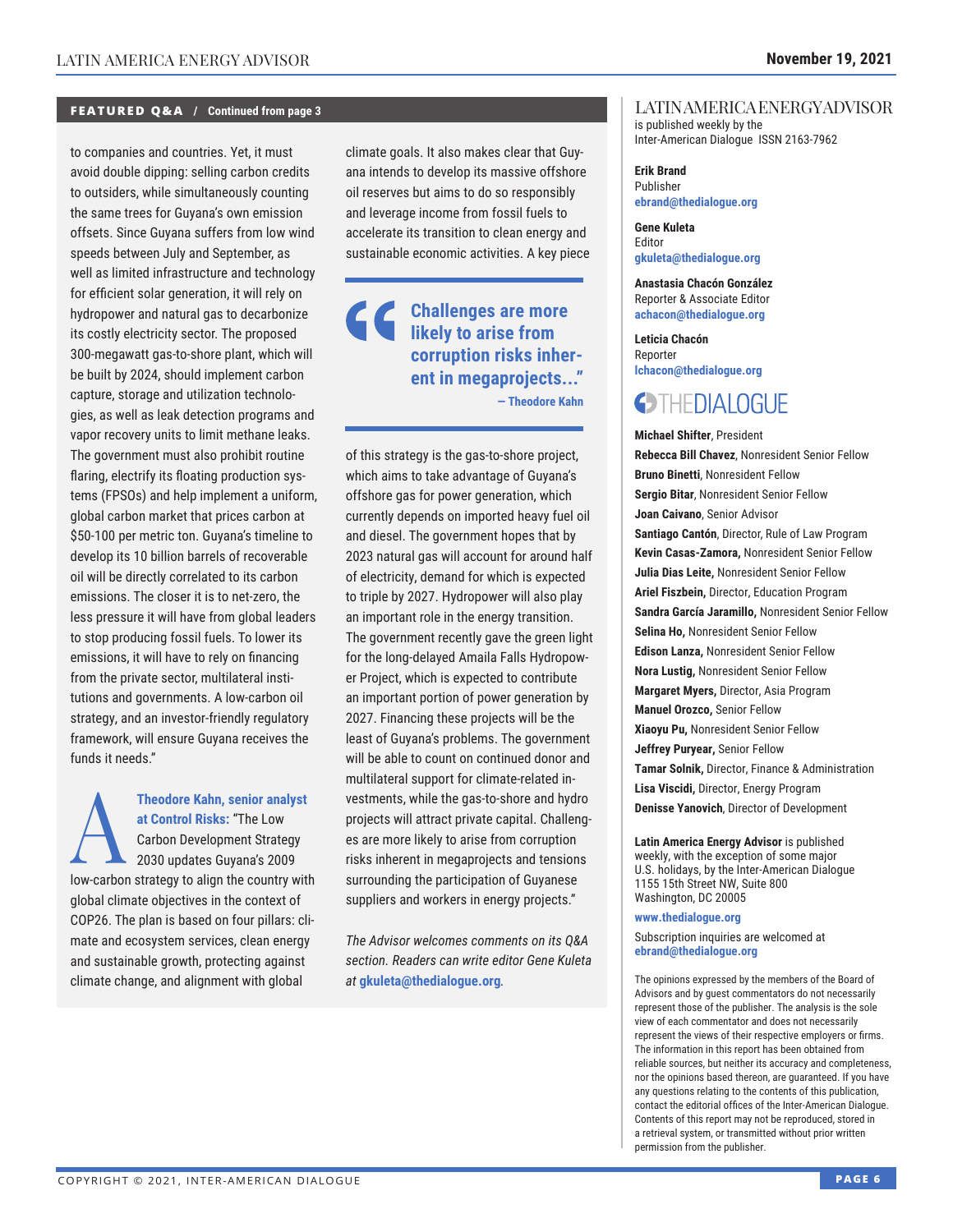**FEATURED Q&A / Continued from page 3**

to companies and countries. Yet, it must avoid double dipping: selling carbon credits to outsiders, while simultaneously counting the same trees for Guyana's own emission offsets. Since Guyana suffers from low wind speeds between July and September, as well as limited infrastructure and technology for efficient solar generation, it will rely on hydropower and natural gas to decarbonize its costly electricity sector. The proposed 300-megawatt gas-to-shore plant, which will be built by 2024, should implement carbon capture, storage and utilization technologies, as well as leak detection programs and vapor recovery units to limit methane leaks. The government must also prohibit routine flaring, electrify its floating production systems (FPSOs) and help implement a uniform, global carbon market that prices carbon at \$50-100 per metric ton. Guyana's timeline to develop its 10 billion barrels of recoverable oil will be directly correlated to its carbon emissions. The closer it is to net-zero, the less pressure it will have from global leaders to stop producing fossil fuels. To lower its emissions, it will have to rely on financing from the private sector, multilateral institutions and governments. A low-carbon oil strategy, and an investor-friendly regulatory framework, will ensure Guyana receives the funds it needs."

**A** **Theodore Kahn, senior analyst at Control Risks:** "The Low Carbon Development Strategy 2030 updates Guyana's 2009 low-carbon strategy to align the country with global climate objectives in the context of COP26. The plan is based on four pillars: climate and ecosystem services, clean energy and sustainable growth, protecting against climate change, and alignment with global climate goals. It also makes clear that Guyana intends to develop its massive offshore oil reserves but aims to do so responsibly and leverage income from fossil fuels to accelerate its transition to clean energy and sustainable economic activities. A key piece of this strategy is the gas-to-shore project, which aims to take advantage of Guyana's offshore gas for power generation, which currently depends on imported heavy fuel oil and diesel. The government hopes that by 2023 natural gas will account for around half of electricity, demand for which is expected to triple by 2027. Hydropower will also play an important role in the energy transition. The government recently gave the green light for the long-delayed Amaila Falls Hydropower Project, which is expected to contribute an important portion of power generation by 2027. Financing these projects will be the least of Guyana's problems. The government will be able to count on continued donor and multilateral support for climate-related investments, while the gas-to-shore and hydro projects will attract private capital. Challenges are more likely to arise from corruption risks inherent in megaprojects and tensions surrounding the participation of Guyanese suppliers and workers in energy projects."

> **"Challenges are more likely to arise from corruption risks inherent in megaprojects..."**
> **— Theodore Kahn**

*The Advisor welcomes comments on its Q&A section. Readers can write editor Gene Kuleta at* **gkuleta@thedialogue.org**.

---

LATIN AMERICA ENERGY ADVISOR
is published weekly by the Inter-American Dialogue ISSN 2163-7962

**Erik Brand**
Publisher
**ebrand@thedialogue.org**

**Gene Kuleta**
Editor
**gkuleta@thedialogue.org**

**Anastasia Chacón González**
Reporter & Associate Editor
**achacon@thedialogue.org**

**Leticia Chacón**
Reporter
**lchacon@thedialogue.org**

THEDIALOGUE

**Michael Shifter**, President
**Rebecca Bill Chavez**, Nonresident Senior Fellow
**Bruno Binetti**, Nonresident Fellow
**Sergio Bitar**, Nonresident Senior Fellow
**Joan Caivano**, Senior Advisor
**Santiago Cantón**, Director, Rule of Law Program
**Kevin Casas-Zamora,** Nonresident Senior Fellow
**Julia Dias Leite,** Nonresident Senior Fellow
**Ariel Fiszbein,** Director, Education Program
**Sandra García Jaramillo,** Nonresident Senior Fellow
**Selina Ho,** Nonresident Senior Fellow
**Edison Lanza,** Nonresident Senior Fellow
**Nora Lustig,** Nonresident Senior Fellow
**Margaret Myers,** Director, Asia Program
**Manuel Orozco,** Senior Fellow
**Xiaoyu Pu,** Nonresident Senior Fellow
**Jeffrey Puryear,** Senior Fellow
**Tamar Solnik,** Director, Finance & Administration
**Lisa Viscidi,** Director, Energy Program
**Denisse Yanovich**, Director of Development

**Latin America Energy Advisor** is published weekly, with the exception of some major U.S. holidays, by the Inter-American Dialogue
1155 15th Street NW, Suite 800
Washington, DC 20005

**www.thedialogue.org**

Subscription inquiries are welcomed at
**ebrand@thedialogue.org**

The opinions expressed by the members of the Board of Advisors and by guest commentators do not necessarily represent those of the publisher. The analysis is the sole view of each commentator and does not necessarily represent the views of their respective employers or firms. The information in this report has been obtained from reliable sources, but neither its accuracy and completeness, nor the opinions based thereon, are guaranteed. If you have any questions relating to the contents of this publication, contact the editorial offices of the Inter-American Dialogue. Contents of this report may not be reproduced, stored in a retrieval system, or transmitted without prior written permission from the publisher.